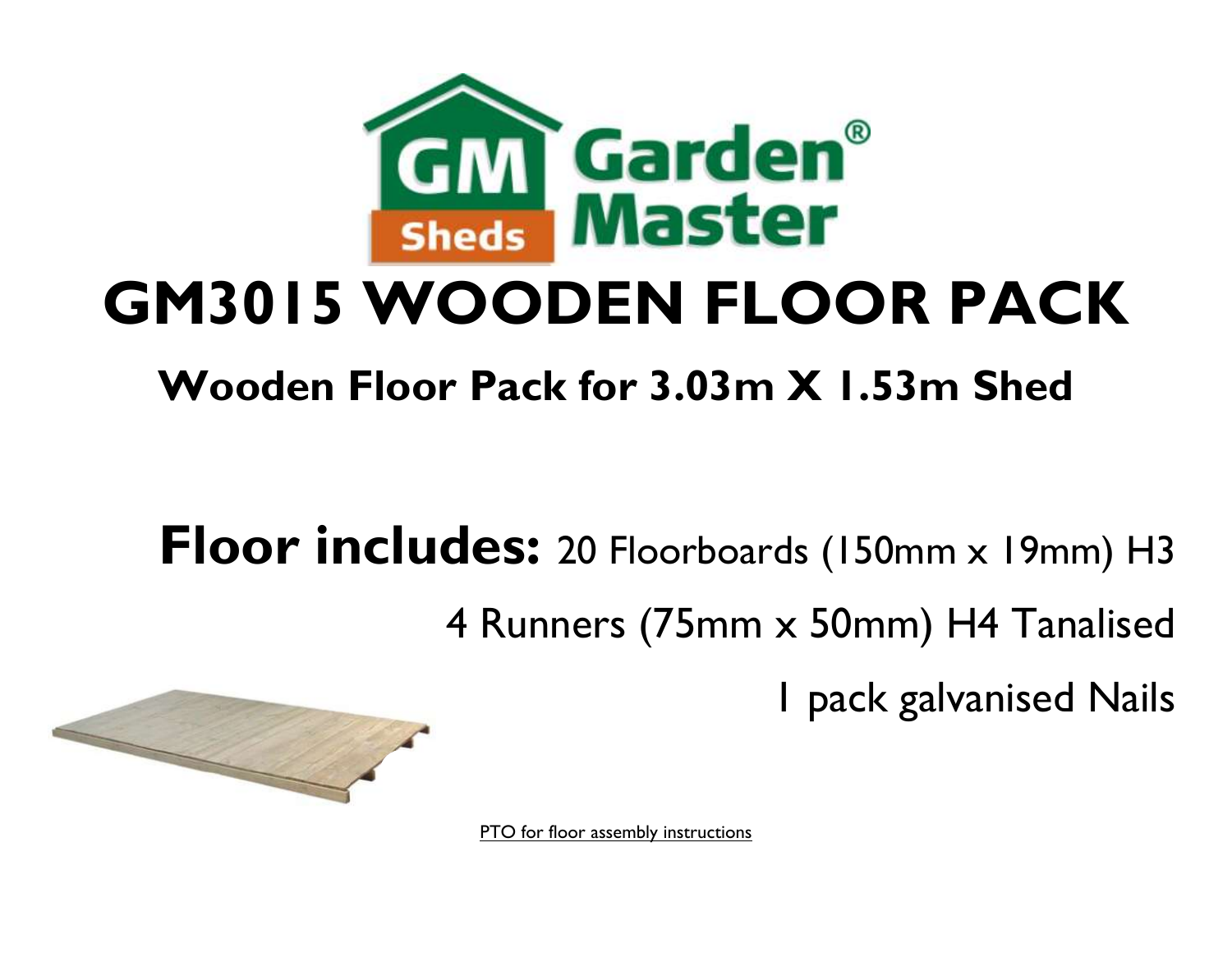# GM3015 WOODEN FLOOR PACK

## Wooden Floor Pack for 3.03m X 1.53m Shed

**Floor includes:** 20 Floorboards (150mm x 19mm) H3

4 Runners (75mm x 50mm) H4 Tanalised

1 pack galvanised Nails

PTO for floor assembly instructions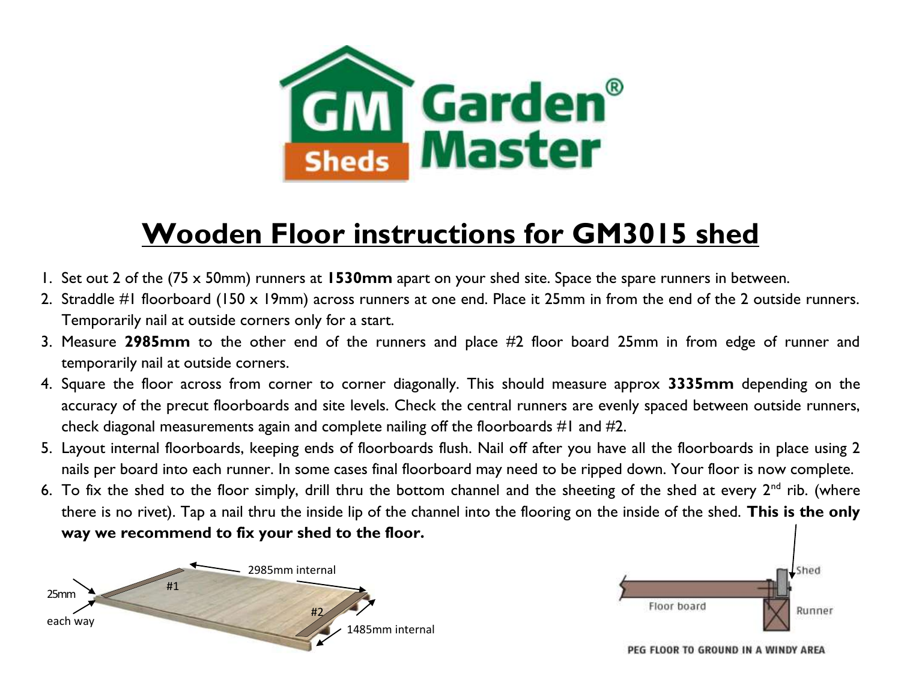# Wooden Floor instructions for GM3015 shed

1. Set out 2 of the (75 x 50mm) runners at **1530mm** apart on your shed site. Space the spare runners in between.
2. Straddle #1 floorboard (150 x 19mm) across runners at one end. Place it 25mm in from the end of the 2 outside runners. Temporarily nail at outside corners only for a start.
3. Measure **2985mm** to the other end of the runners and place #2 floor board 25mm in from edge of runner and temporarily nail at outside corners.
4. Square the floor across from corner to corner diagonally. This should measure approx **3335mm** depending on the accuracy of the precut floorboards and site levels. Check the central runners are evenly spaced between outside runners, check diagonal measurements again and complete nailing off the floorboards #1 and #2.
5. Layout internal floorboards, keeping ends of floorboards flush. Nail off after you have all the floorboards in place using 2 nails per board into each runner. In some cases final floorboard may need to be ripped down. Your floor is now complete.
6. To fix the shed to the floor simply, drill thru the bottom channel and the sheeting of the shed at every 2nd rib. (where there is no rivet). Tap a nail thru the inside lip of the channel into the flooring on the inside of the shed. **This is the only way we recommend to fix your shed to the floor.**

25mm

each way

#1

#2

2985mm internal

1485mm internal

Shed

Floor board

Runner

PEG FLOOR TO GROUND IN A WINDY AREA